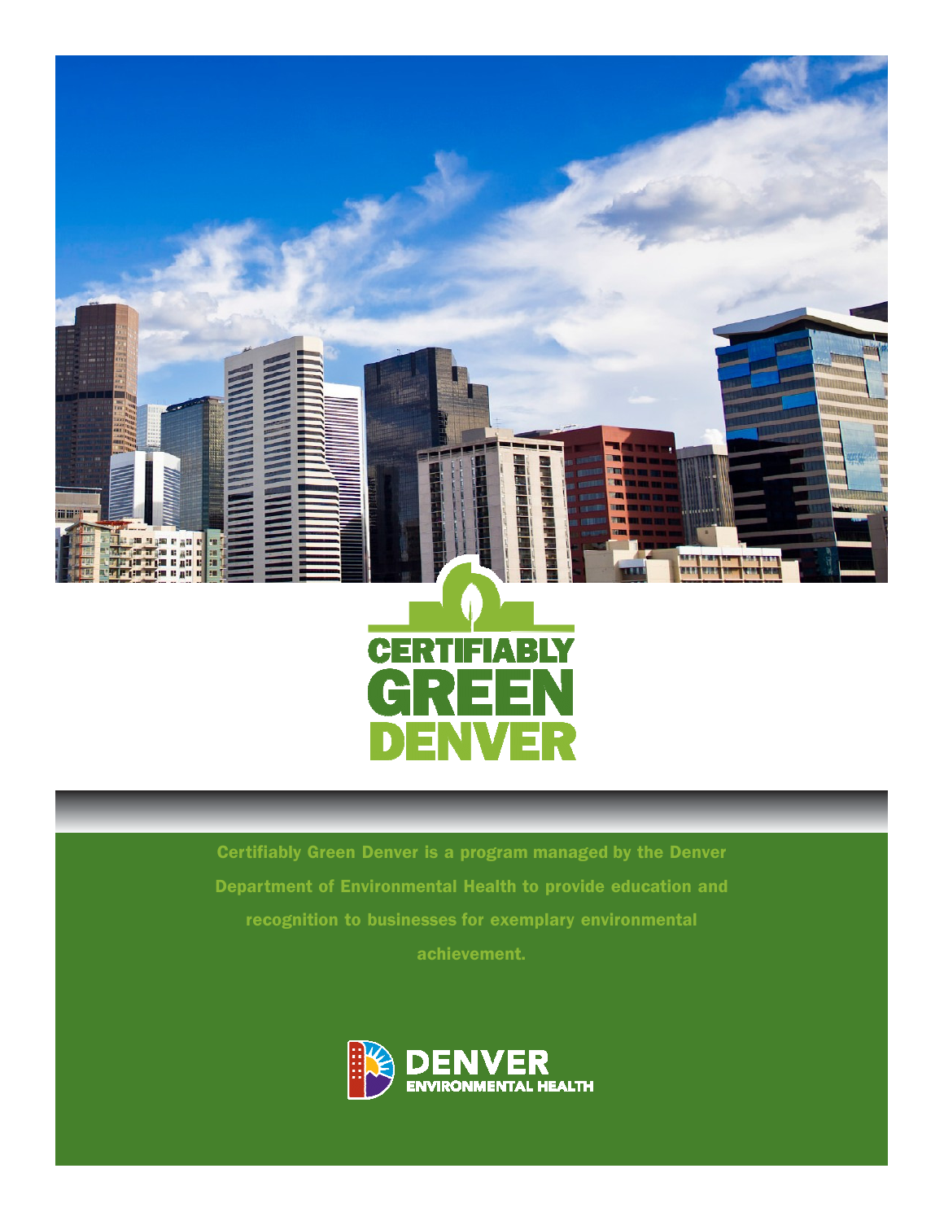# CERTIFIABLY GREEN DENVER

Certifiably Green Denver is a program managed by the Denver Department of Environmental Health to provide education and recognition to businesses for exemplary environmental achievement.

DENVER ENVIRONMENTAL HEALTH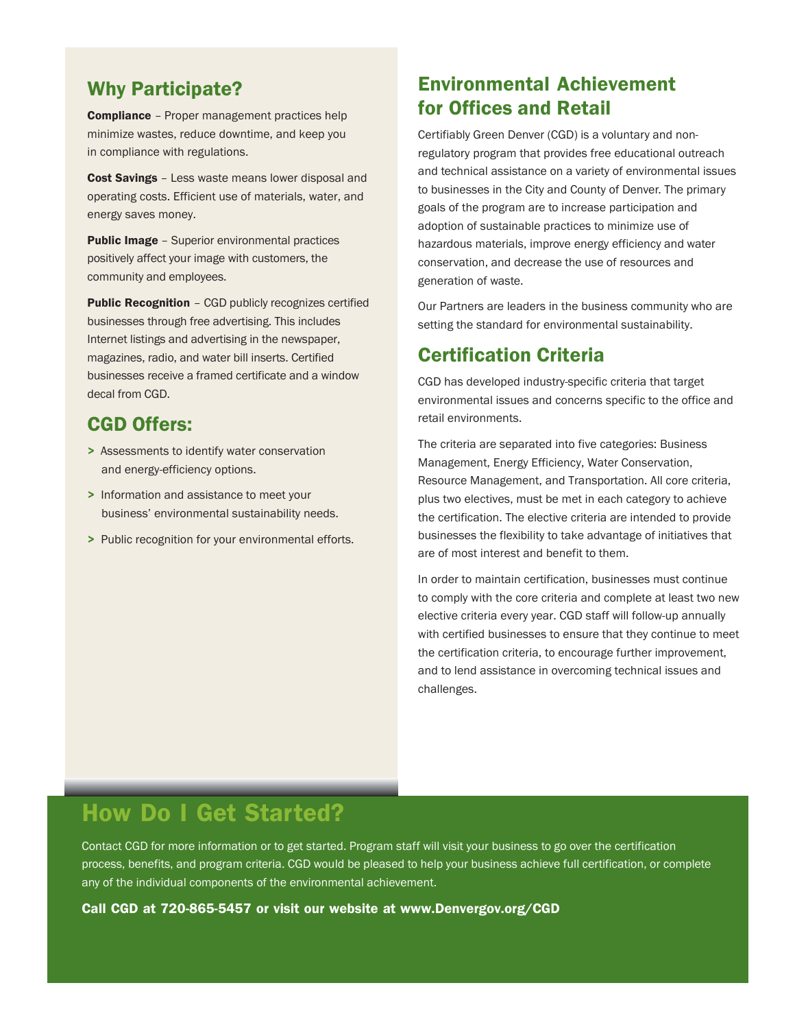## Why Participate?

**Compliance** – Proper management practices help minimize wastes, reduce downtime, and keep you in compliance with regulations.

**Cost Savings** – Less waste means lower disposal and operating costs. Efficient use of materials, water, and energy saves money.

**Public Image** – Superior environmental practices positively affect your image with customers, the community and employees.

**Public Recognition** – CGD publicly recognizes certified businesses through free advertising. This includes Internet listings and advertising in the newspaper, magazines, radio, and water bill inserts. Certified businesses receive a framed certificate and a window decal from CGD.

## CGD Offers:

> Assessments to identify water conservation and energy-efficiency options.

> Information and assistance to meet your business' environmental sustainability needs.

> Public recognition for your environmental efforts.

## Environmental Achievement for Offices and Retail

Certifiably Green Denver (CGD) is a voluntary and non-regulatory program that provides free educational outreach and technical assistance on a variety of environmental issues to businesses in the City and County of Denver. The primary goals of the program are to increase participation and adoption of sustainable practices to minimize use of hazardous materials, improve energy efficiency and water conservation, and decrease the use of resources and generation of waste.

Our Partners are leaders in the business community who are setting the standard for environmental sustainability.

## Certification Criteria

CGD has developed industry-specific criteria that target environmental issues and concerns specific to the office and retail environments.

The criteria are separated into five categories: Business Management, Energy Efficiency, Water Conservation, Resource Management, and Transportation. All core criteria, plus two electives, must be met in each category to achieve the certification. The elective criteria are intended to provide businesses the flexibility to take advantage of initiatives that are of most interest and benefit to them.

In order to maintain certification, businesses must continue to comply with the core criteria and complete at least two new elective criteria every year. CGD staff will follow-up annually with certified businesses to ensure that they continue to meet the certification criteria, to encourage further improvement, and to lend assistance in overcoming technical issues and challenges.

## How Do I Get Started?

Contact CGD for more information or to get started. Program staff will visit your business to go over the certification process, benefits, and program criteria. CGD would be pleased to help your business achieve full certification, or complete any of the individual components of the environmental achievement.

**Call CGD at 720-865-5457 or visit our website at www.Denvergov.org/CGD**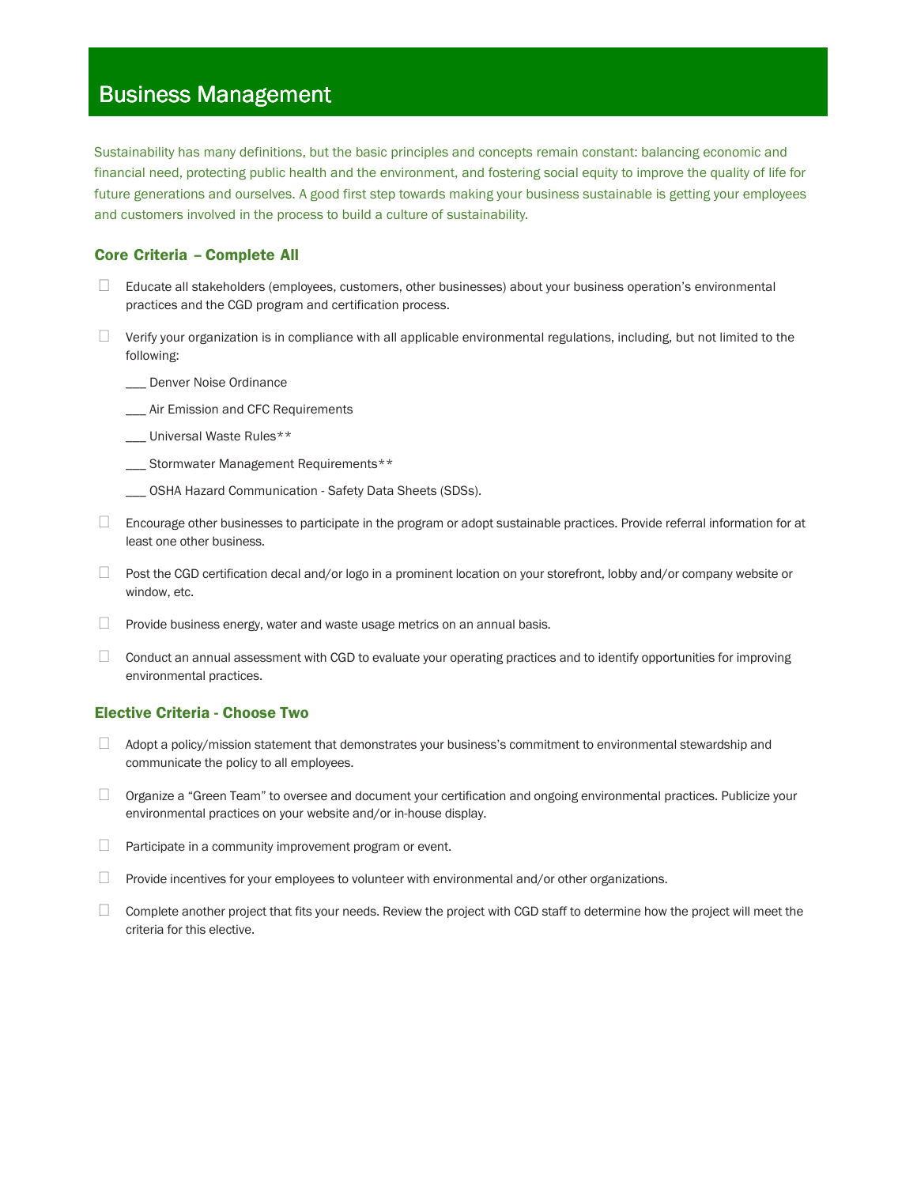# Business Management

Sustainability has many definitions, but the basic principles and concepts remain constant: balancing economic and financial need, protecting public health and the environment, and fostering social equity to improve the quality of life for future generations and ourselves. A good first step towards making your business sustainable is getting your employees and customers involved in the process to build a culture of sustainability.

## Core Criteria – Complete All

- ☐ Educate all stakeholders (employees, customers, other businesses) about your business operation's environmental practices and the CGD program and certification process.
- ☐ Verify your organization is in compliance with all applicable environmental regulations, including, but not limited to the following:

  ___ Denver Noise Ordinance

  ___ Air Emission and CFC Requirements

  ___ Universal Waste Rules**

  ___ Stormwater Management Requirements**

  ___ OSHA Hazard Communication - Safety Data Sheets (SDSs).

- ☐ Encourage other businesses to participate in the program or adopt sustainable practices. Provide referral information for at least one other business.
- ☐ Post the CGD certification decal and/or logo in a prominent location on your storefront, lobby and/or company website or window, etc.
- ☐ Provide business energy, water and waste usage metrics on an annual basis.
- ☐ Conduct an annual assessment with CGD to evaluate your operating practices and to identify opportunities for improving environmental practices.

## Elective Criteria - Choose Two

- ☐ Adopt a policy/mission statement that demonstrates your business's commitment to environmental stewardship and communicate the policy to all employees.
- ☐ Organize a "Green Team" to oversee and document your certification and ongoing environmental practices. Publicize your environmental practices on your website and/or in-house display.
- ☐ Participate in a community improvement program or event.
- ☐ Provide incentives for your employees to volunteer with environmental and/or other organizations.
- ☐ Complete another project that fits your needs. Review the project with CGD staff to determine how the project will meet the criteria for this elective.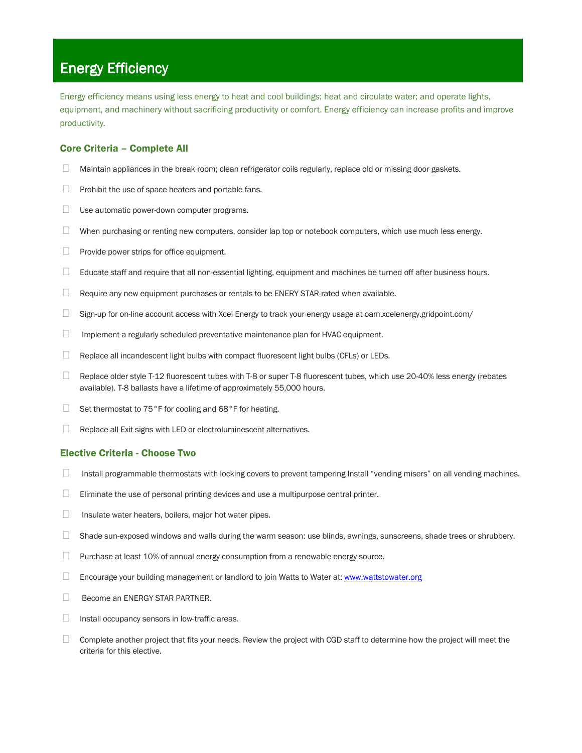# Energy Efficiency

Energy efficiency means using less energy to heat and cool buildings; heat and circulate water; and operate lights, equipment, and machinery without sacrificing productivity or comfort. Energy efficiency can increase profits and improve productivity.

### Core Criteria – Complete All

- ☐ Maintain appliances in the break room; clean refrigerator coils regularly, replace old or missing door gaskets.
- ☐ Prohibit the use of space heaters and portable fans.
- ☐ Use automatic power-down computer programs.
- ☐ When purchasing or renting new computers, consider lap top or notebook computers, which use much less energy.
- ☐ Provide power strips for office equipment.
- ☐ Educate staff and require that all non-essential lighting, equipment and machines be turned off after business hours.
- ☐ Require any new equipment purchases or rentals to be ENERY STAR-rated when available.
- ☐ Sign-up for on-line account access with Xcel Energy to track your energy usage at oam.xcelenergy.gridpoint.com/
- ☐ Implement a regularly scheduled preventative maintenance plan for HVAC equipment.
- ☐ Replace all incandescent light bulbs with compact fluorescent light bulbs (CFLs) or LEDs.
- ☐ Replace older style T-12 fluorescent tubes with T-8 or super T-8 fluorescent tubes, which use 20-40% less energy (rebates available). T-8 ballasts have a lifetime of approximately 55,000 hours.
- ☐ Set thermostat to 75°F for cooling and 68°F for heating.
- ☐ Replace all Exit signs with LED or electroluminescent alternatives.

### Elective Criteria - Choose Two

- ☐ Install programmable thermostats with locking covers to prevent tampering Install "vending misers" on all vending machines.
- ☐ Eliminate the use of personal printing devices and use a multipurpose central printer.
- ☐ Insulate water heaters, boilers, major hot water pipes.
- ☐ Shade sun-exposed windows and walls during the warm season: use blinds, awnings, sunscreens, shade trees or shrubbery.
- ☐ Purchase at least 10% of annual energy consumption from a renewable energy source.
- ☐ Encourage your building management or landlord to join Watts to Water at: [www.wattstowater.org](http://www.wattstowater.org)
- ☐ Become an ENERGY STAR PARTNER.
- ☐ Install occupancy sensors in low-traffic areas.
- ☐ Complete another project that fits your needs. Review the project with CGD staff to determine how the project will meet the criteria for this elective.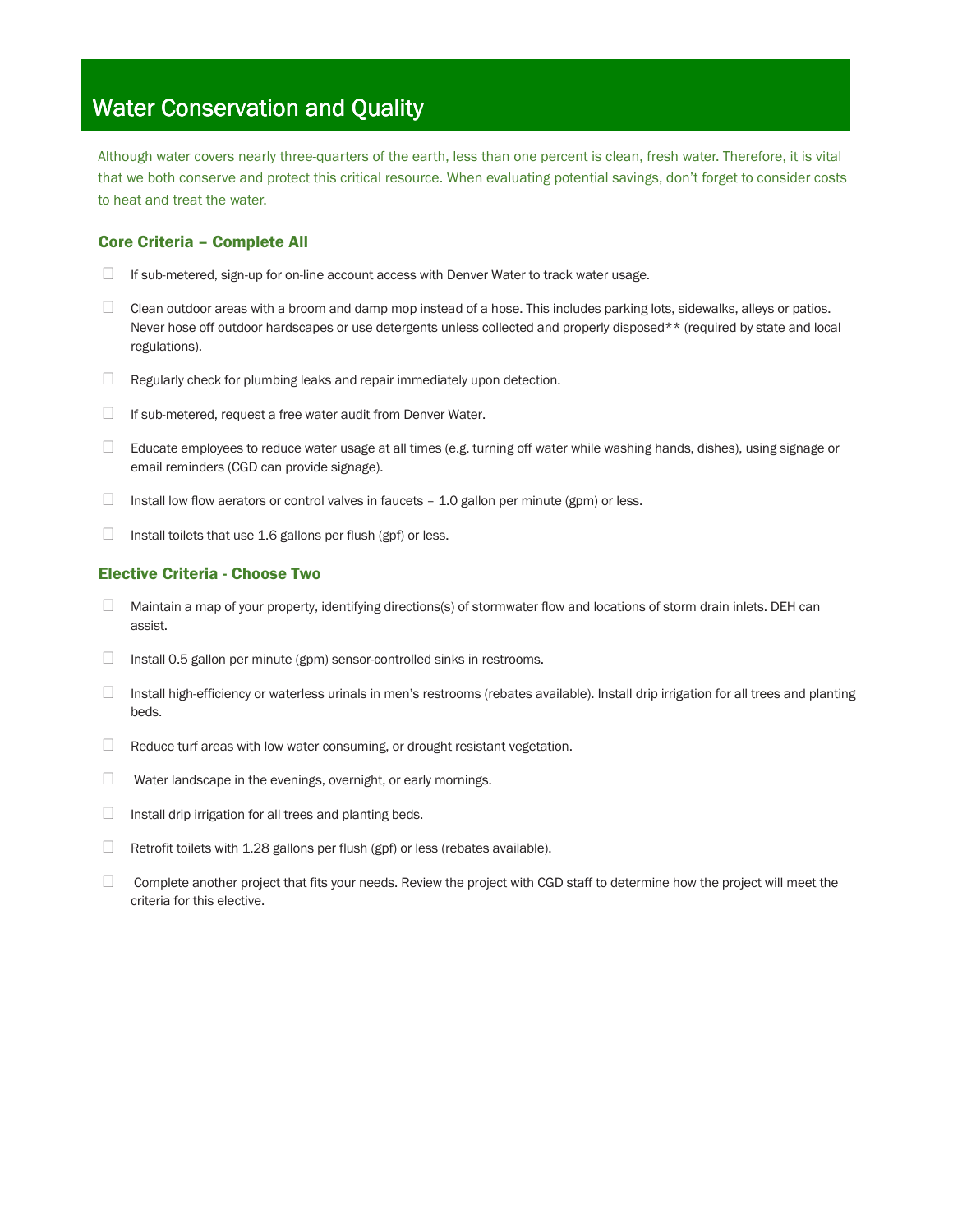# Water Conservation and Quality

Although water covers nearly three-quarters of the earth, less than one percent is clean, fresh water. Therefore, it is vital that we both conserve and protect this critical resource. When evaluating potential savings, don't forget to consider costs to heat and treat the water.

## Core Criteria – Complete All

- ☐ If sub-metered, sign-up for on-line account access with Denver Water to track water usage.
- ☐ Clean outdoor areas with a broom and damp mop instead of a hose. This includes parking lots, sidewalks, alleys or patios. Never hose off outdoor hardscapes or use detergents unless collected and properly disposed** (required by state and local regulations).
- ☐ Regularly check for plumbing leaks and repair immediately upon detection.
- ☐ If sub-metered, request a free water audit from Denver Water.
- ☐ Educate employees to reduce water usage at all times (e.g. turning off water while washing hands, dishes), using signage or email reminders (CGD can provide signage).
- ☐ Install low flow aerators or control valves in faucets – 1.0 gallon per minute (gpm) or less.
- ☐ Install toilets that use 1.6 gallons per flush (gpf) or less.

## Elective Criteria - Choose Two

- ☐ Maintain a map of your property, identifying directions(s) of stormwater flow and locations of storm drain inlets. DEH can assist.
- ☐ Install 0.5 gallon per minute (gpm) sensor-controlled sinks in restrooms.
- ☐ Install high-efficiency or waterless urinals in men's restrooms (rebates available). Install drip irrigation for all trees and planting beds.
- ☐ Reduce turf areas with low water consuming, or drought resistant vegetation.
- ☐ Water landscape in the evenings, overnight, or early mornings.
- ☐ Install drip irrigation for all trees and planting beds.
- ☐ Retrofit toilets with 1.28 gallons per flush (gpf) or less (rebates available).
- ☐ Complete another project that fits your needs. Review the project with CGD staff to determine how the project will meet the criteria for this elective.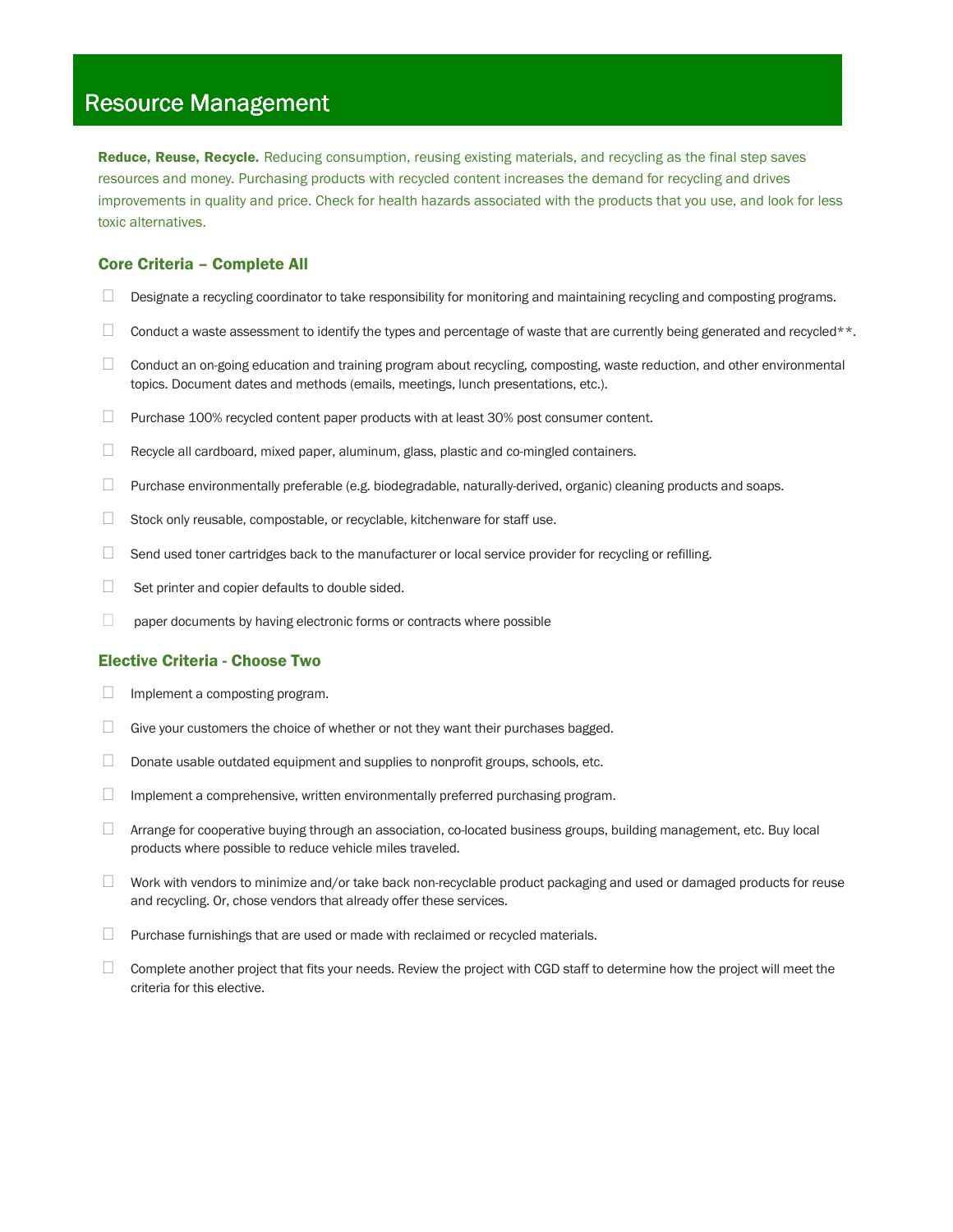# Resource Management

**Reduce, Reuse, Recycle.** Reducing consumption, reusing existing materials, and recycling as the final step saves resources and money. Purchasing products with recycled content increases the demand for recycling and drives improvements in quality and price. Check for health hazards associated with the products that you use, and look for less toxic alternatives.

## Core Criteria – Complete All

- ☐ Designate a recycling coordinator to take responsibility for monitoring and maintaining recycling and composting programs.
- ☐ Conduct a waste assessment to identify the types and percentage of waste that are currently being generated and recycled**.
- ☐ Conduct an on-going education and training program about recycling, composting, waste reduction, and other environmental topics. Document dates and methods (emails, meetings, lunch presentations, etc.).
- ☐ Purchase 100% recycled content paper products with at least 30% post consumer content.
- ☐ Recycle all cardboard, mixed paper, aluminum, glass, plastic and co-mingled containers.
- ☐ Purchase environmentally preferable (e.g. biodegradable, naturally-derived, organic) cleaning products and soaps.
- ☐ Stock only reusable, compostable, or recyclable, kitchenware for staff use.
- ☐ Send used toner cartridges back to the manufacturer or local service provider for recycling or refilling.
- ☐ Set printer and copier defaults to double sided.
- ☐ paper documents by having electronic forms or contracts where possible

## Elective Criteria - Choose Two

- ☐ Implement a composting program.
- ☐ Give your customers the choice of whether or not they want their purchases bagged.
- ☐ Donate usable outdated equipment and supplies to nonprofit groups, schools, etc.
- ☐ Implement a comprehensive, written environmentally preferred purchasing program.
- ☐ Arrange for cooperative buying through an association, co-located business groups, building management, etc. Buy local products where possible to reduce vehicle miles traveled.
- ☐ Work with vendors to minimize and/or take back non-recyclable product packaging and used or damaged products for reuse and recycling. Or, chose vendors that already offer these services.
- ☐ Purchase furnishings that are used or made with reclaimed or recycled materials.
- ☐ Complete another project that fits your needs. Review the project with CGD staff to determine how the project will meet the criteria for this elective.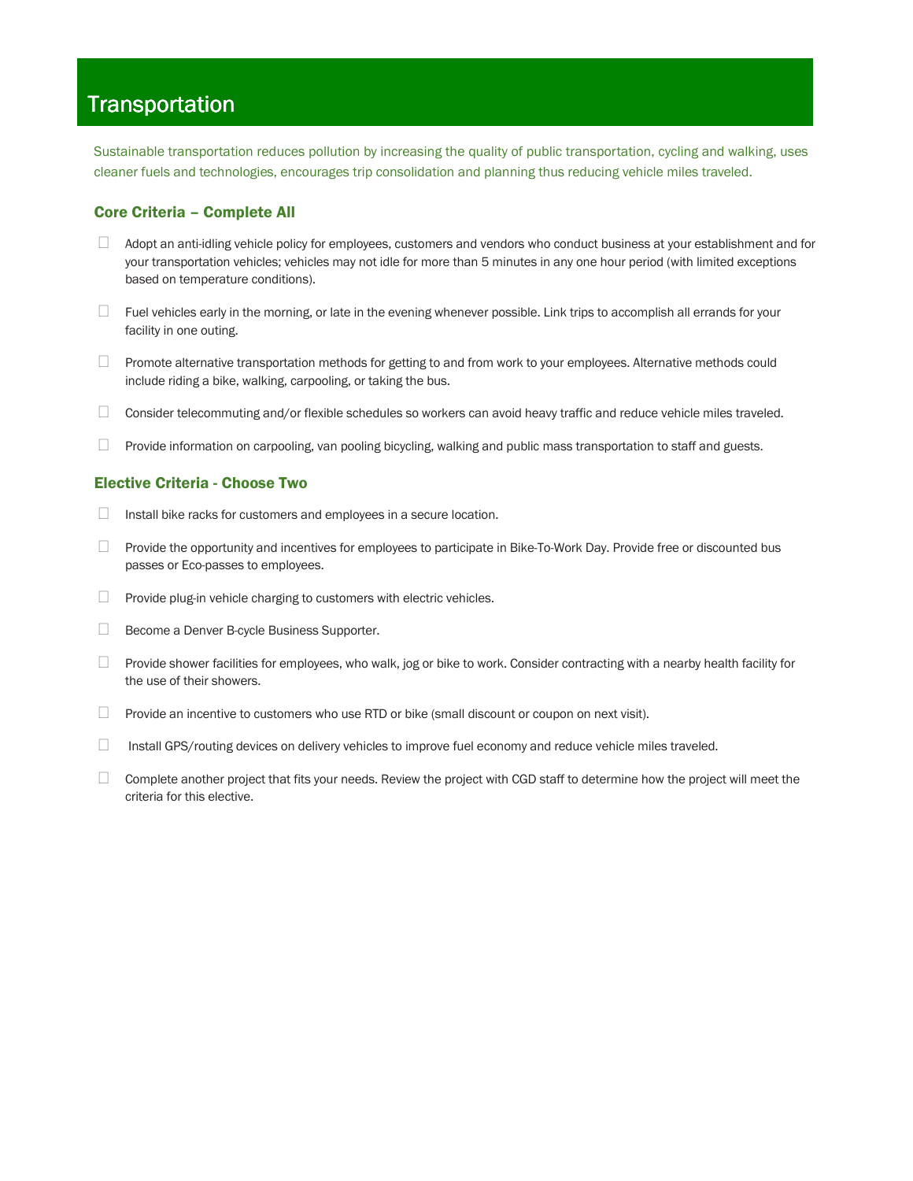# Transportation

Sustainable transportation reduces pollution by increasing the quality of public transportation, cycling and walking, uses cleaner fuels and technologies, encourages trip consolidation and planning thus reducing vehicle miles traveled.

## Core Criteria – Complete All

- ☐ Adopt an anti-idling vehicle policy for employees, customers and vendors who conduct business at your establishment and for your transportation vehicles; vehicles may not idle for more than 5 minutes in any one hour period (with limited exceptions based on temperature conditions).
- ☐ Fuel vehicles early in the morning, or late in the evening whenever possible. Link trips to accomplish all errands for your facility in one outing.
- ☐ Promote alternative transportation methods for getting to and from work to your employees. Alternative methods could include riding a bike, walking, carpooling, or taking the bus.
- ☐ Consider telecommuting and/or flexible schedules so workers can avoid heavy traffic and reduce vehicle miles traveled.
- ☐ Provide information on carpooling, van pooling bicycling, walking and public mass transportation to staff and guests.

## Elective Criteria - Choose Two

- ☐ Install bike racks for customers and employees in a secure location.
- ☐ Provide the opportunity and incentives for employees to participate in Bike-To-Work Day. Provide free or discounted bus passes or Eco-passes to employees.
- ☐ Provide plug-in vehicle charging to customers with electric vehicles.
- ☐ Become a Denver B-cycle Business Supporter.
- ☐ Provide shower facilities for employees, who walk, jog or bike to work. Consider contracting with a nearby health facility for the use of their showers.
- ☐ Provide an incentive to customers who use RTD or bike (small discount or coupon on next visit).
- ☐ Install GPS/routing devices on delivery vehicles to improve fuel economy and reduce vehicle miles traveled.
- ☐ Complete another project that fits your needs. Review the project with CGD staff to determine how the project will meet the criteria for this elective.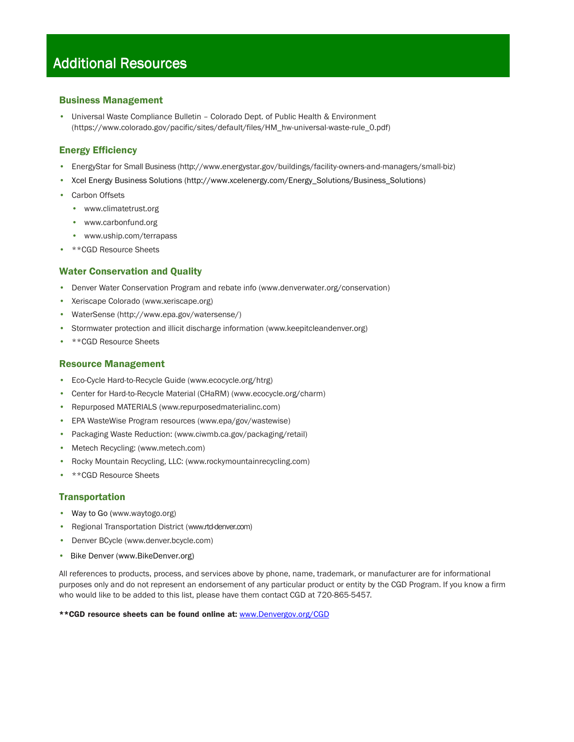# Additional Resources

## Business Management

- Universal Waste Compliance Bulletin – Colorado Dept. of Public Health & Environment (https://www.colorado.gov/pacific/sites/default/files/HM_hw-universal-waste-rule_0.pdf)

## Energy Efficiency

- EnergyStar for Small Business (http://www.energystar.gov/buildings/facility-owners-and-managers/small-biz)
- Xcel Energy Business Solutions (http://www.xcelenergy.com/Energy_Solutions/Business_Solutions)
- Carbon Offsets
  - www.climatetrust.org
  - www.carbonfund.org
  - www.uship.com/terrapass
- **CGD Resource Sheets

## Water Conservation and Quality

- Denver Water Conservation Program and rebate info (www.denverwater.org/conservation)
- Xeriscape Colorado (www.xeriscape.org)
- WaterSense (http://www.epa.gov/watersense/)
- Stormwater protection and illicit discharge information (www.keepitcleandenver.org)
- **CGD Resource Sheets

## Resource Management

- Eco-Cycle Hard-to-Recycle Guide (www.ecocycle.org/htrg)
- Center for Hard-to-Recycle Material (CHaRM) (www.ecocycle.org/charm)
- Repurposed MATERIALS (www.repurposedmaterialinc.com)
- EPA WasteWise Program resources (www.epa/gov/wastewise)
- Packaging Waste Reduction: (www.ciwmb.ca.gov/packaging/retail)
- Metech Recycling: (www.metech.com)
- Rocky Mountain Recycling, LLC: (www.rockymountainrecycling.com)
- **CGD Resource Sheets

## Transportation

- Way to Go (www.waytogo.org)
- Regional Transportation District (www.rtd-denver.com)
- Denver BCycle (www.denver.bcycle.com)
- Bike Denver (www.BikeDenver.org)

All references to products, process, and services above by phone, name, trademark, or manufacturer are for informational purposes only and do not represent an endorsement of any particular product or entity by the CGD Program. If you know a firm who would like to be added to this list, please have them contact CGD at 720-865-5457.

**\*\*CGD resource sheets can be found online at:** www.Denvergov.org/CGD